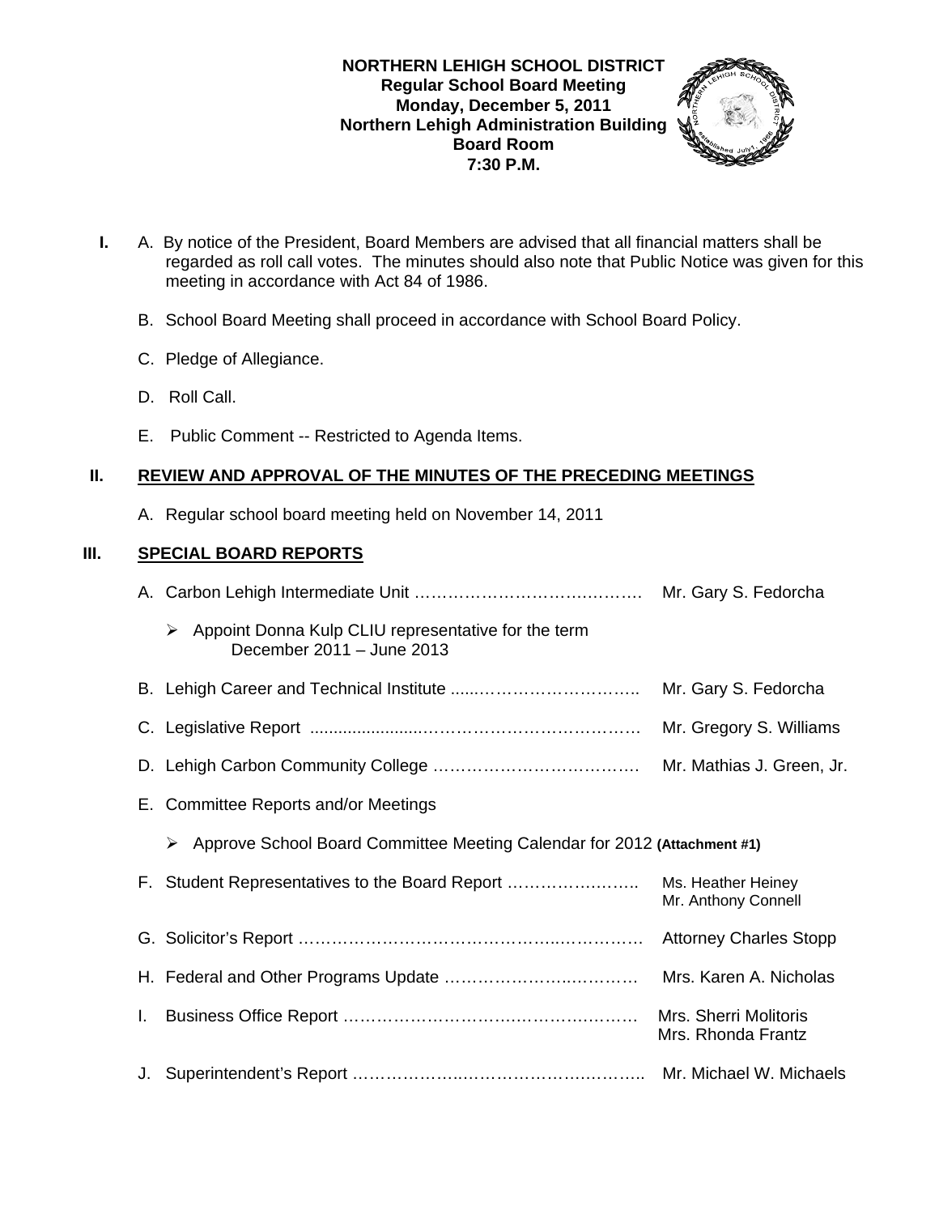**NORTHERN LEHIGH SCHOOL DISTRICT**
**Regular School Board Meeting**
**Monday, December 5, 2011**
**Northern Lehigh Administration Building**
**Board Room**
**7:30 P.M.**

**I.** A. By notice of the President, Board Members are advised that all financial matters shall be regarded as roll call votes. The minutes should also note that Public Notice was given for this meeting in accordance with Act 84 of 1986.

B. School Board Meeting shall proceed in accordance with School Board Policy.

C. Pledge of Allegiance.

D. Roll Call.

E. Public Comment -- Restricted to Agenda Items.

## II. REVIEW AND APPROVAL OF THE MINUTES OF THE PRECEDING MEETINGS

A. Regular school board meeting held on November 14, 2011

## III. SPECIAL BOARD REPORTS

A. Carbon Lehigh Intermediate Unit ………………………………… Mr. Gary S. Fedorcha

- Appoint Donna Kulp CLIU representative for the term December 2011 – June 2013

B. Lehigh Career and Technical Institute ………………………… Mr. Gary S. Fedorcha

C. Legislative Report ………………………………………………… Mr. Gregory S. Williams

D. Lehigh Carbon Community College ……………………………… Mr. Mathias J. Green, Jr.

E. Committee Reports and/or Meetings

- Approve School Board Committee Meeting Calendar for 2012 **(Attachment #1)**

F. Student Representatives to the Board Report …………………… Ms. Heather Heiney, Mr. Anthony Connell

G. Solicitor's Report ………………………………………………… Attorney Charles Stopp

H. Federal and Other Programs Update …………………………… Mrs. Karen A. Nicholas

I. Business Office Report …………………………………………… Mrs. Sherri Molitoris, Mrs. Rhonda Frantz

J. Superintendent's Report ………………………………………… Mr. Michael W. Michaels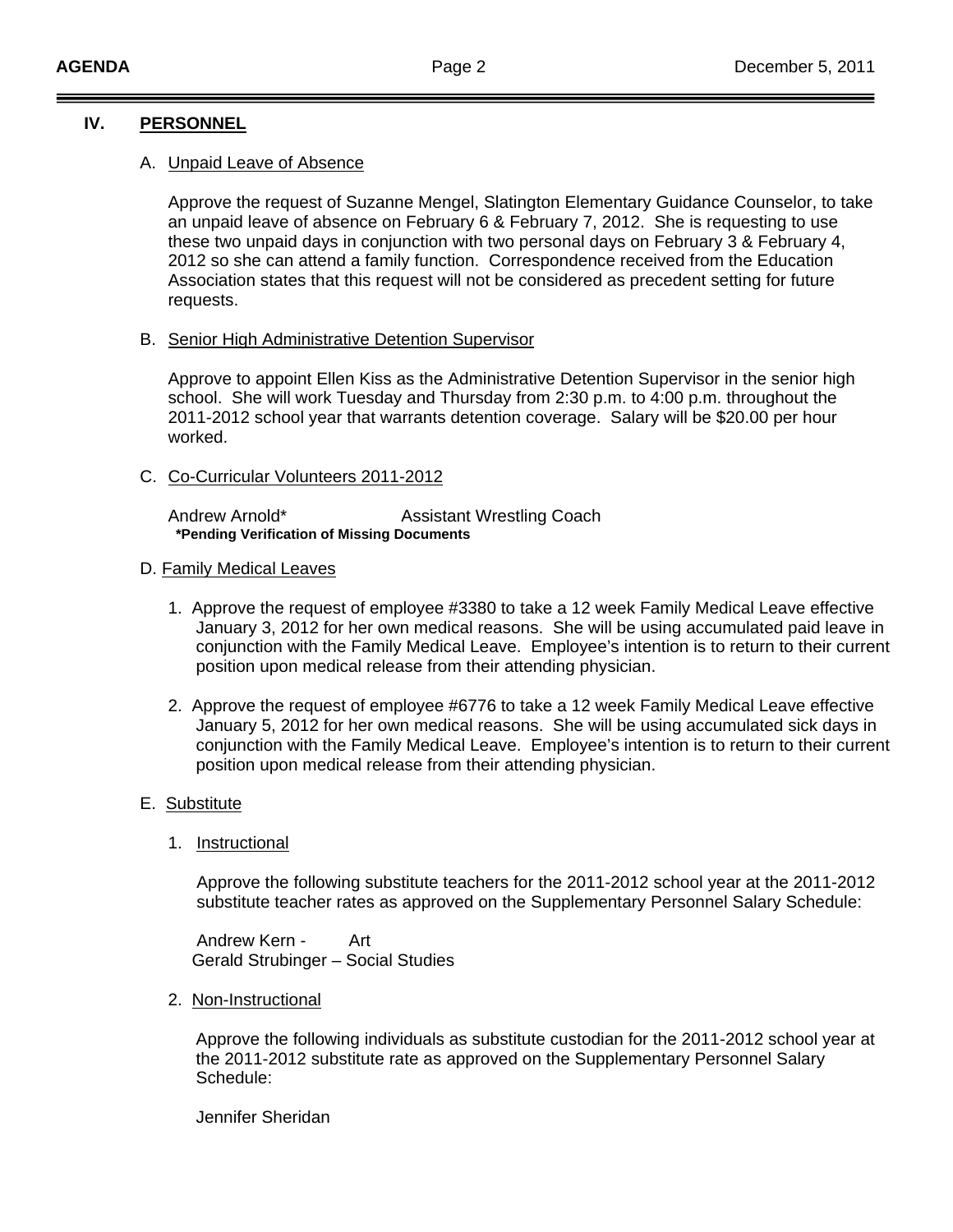## IV. PERSONNEL

### A. Unpaid Leave of Absence

Approve the request of Suzanne Mengel, Slatington Elementary Guidance Counselor, to take an unpaid leave of absence on February 6 & February 7, 2012. She is requesting to use these two unpaid days in conjunction with two personal days on February 3 & February 4, 2012 so she can attend a family function. Correspondence received from the Education Association states that this request will not be considered as precedent setting for future requests.

### B. Senior High Administrative Detention Supervisor

Approve to appoint Ellen Kiss as the Administrative Detention Supervisor in the senior high school. She will work Tuesday and Thursday from 2:30 p.m. to 4:00 p.m. throughout the 2011-2012 school year that warrants detention coverage. Salary will be $20.00 per hour worked.

### C. Co-Curricular Volunteers 2011-2012

Andrew Arnold* — Assistant Wrestling Coach

**\*Pending Verification of Missing Documents**

### D. Family Medical Leaves

1. Approve the request of employee #3380 to take a 12 week Family Medical Leave effective January 3, 2012 for her own medical reasons. She will be using accumulated paid leave in conjunction with the Family Medical Leave. Employee's intention is to return to their current position upon medical release from their attending physician.

2. Approve the request of employee #6776 to take a 12 week Family Medical Leave effective January 5, 2012 for her own medical reasons. She will be using accumulated sick days in conjunction with the Family Medical Leave. Employee's intention is to return to their current position upon medical release from their attending physician.

### E. Substitute

1. Instructional

   Approve the following substitute teachers for the 2011-2012 school year at the 2011-2012 substitute teacher rates as approved on the Supplementary Personnel Salary Schedule:

   Andrew Kern - Art
   Gerald Strubinger – Social Studies

2. Non-Instructional

   Approve the following individuals as substitute custodian for the 2011-2012 school year at the 2011-2012 substitute rate as approved on the Supplementary Personnel Salary Schedule:

   Jennifer Sheridan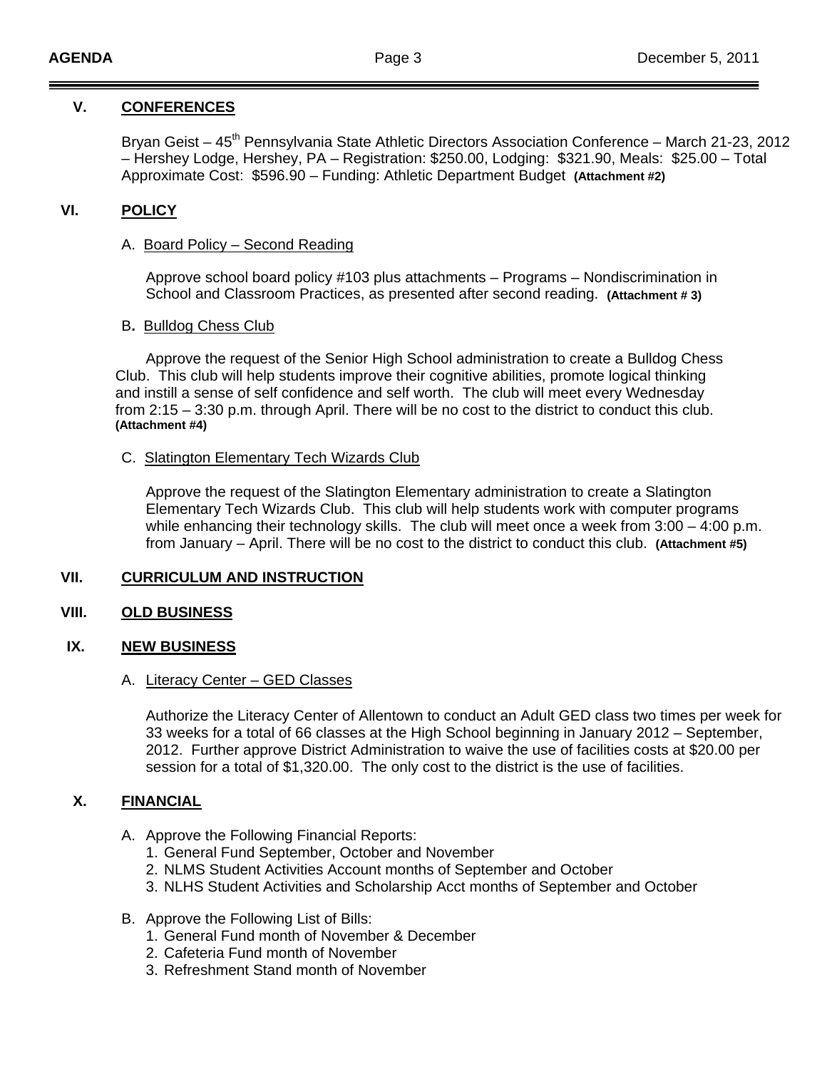## V. CONFERENCES

Bryan Geist – 45th Pennsylvania State Athletic Directors Association Conference – March 21-23, 2012 – Hershey Lodge, Hershey, PA – Registration: $250.00, Lodging: $321.90, Meals: $25.00 – Total Approximate Cost: $596.90 – Funding: Athletic Department Budget **(Attachment #2)**

## VI. POLICY

A. Board Policy – Second Reading

Approve school board policy #103 plus attachments – Programs – Nondiscrimination in School and Classroom Practices, as presented after second reading. **(Attachment # 3)**

B. Bulldog Chess Club

Approve the request of the Senior High School administration to create a Bulldog Chess Club. This club will help students improve their cognitive abilities, promote logical thinking and instill a sense of self confidence and self worth. The club will meet every Wednesday from 2:15 – 3:30 p.m. through April. There will be no cost to the district to conduct this club. **(Attachment #4)**

C. Slatington Elementary Tech Wizards Club

Approve the request of the Slatington Elementary administration to create a Slatington Elementary Tech Wizards Club. This club will help students work with computer programs while enhancing their technology skills. The club will meet once a week from 3:00 – 4:00 p.m. from January – April. There will be no cost to the district to conduct this club. **(Attachment #5)**

## VII. CURRICULUM AND INSTRUCTION

## VIII. OLD BUSINESS

## IX. NEW BUSINESS

A. Literacy Center – GED Classes

Authorize the Literacy Center of Allentown to conduct an Adult GED class two times per week for 33 weeks for a total of 66 classes at the High School beginning in January 2012 – September, 2012. Further approve District Administration to waive the use of facilities costs at $20.00 per session for a total of $1,320.00. The only cost to the district is the use of facilities.

## X. FINANCIAL

A. Approve the Following Financial Reports:
1. General Fund September, October and November
2. NLMS Student Activities Account months of September and October
3. NLHS Student Activities and Scholarship Acct months of September and October

B. Approve the Following List of Bills:
1. General Fund month of November & December
2. Cafeteria Fund month of November
3. Refreshment Stand month of November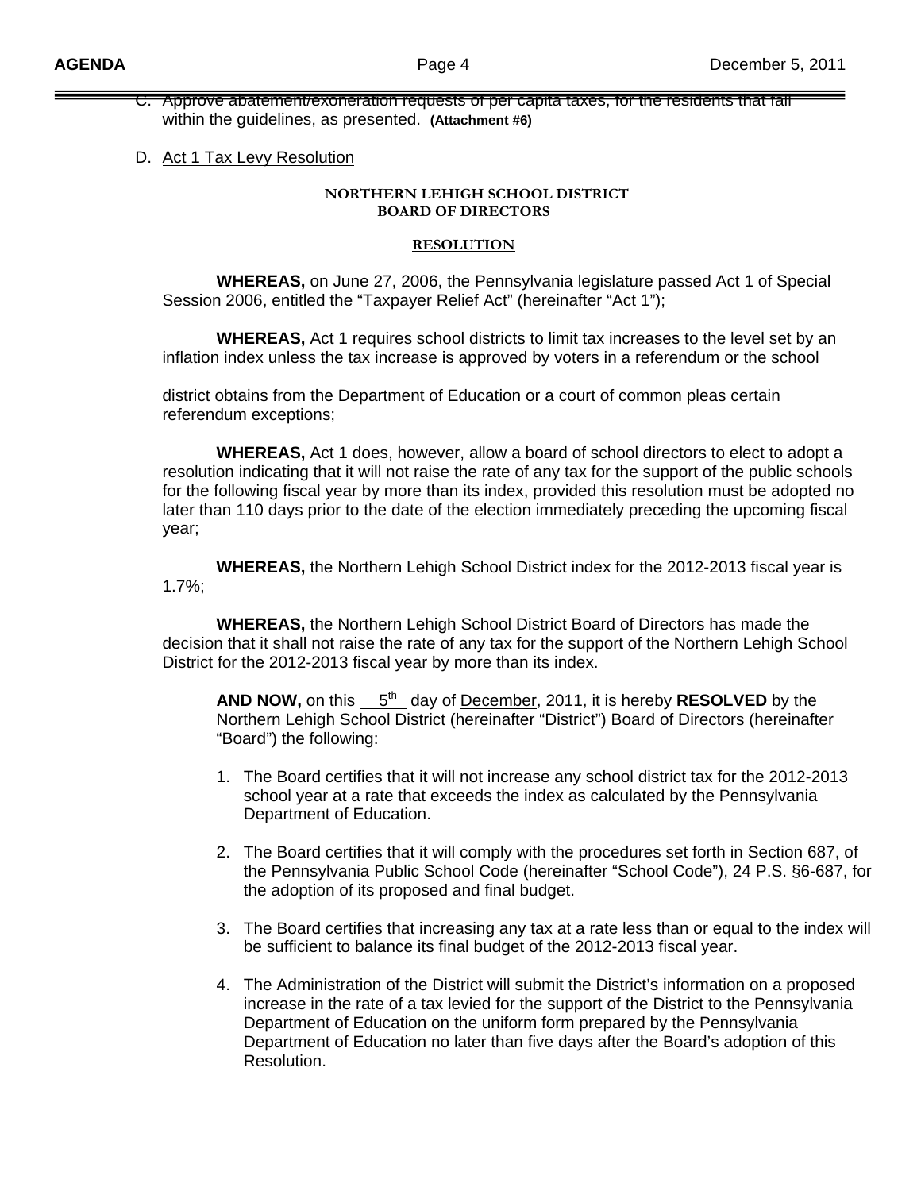C. Approve abatement/exoneration requests of per capita taxes, for the residents that fall within the guidelines, as presented. **(Attachment #6)**

D. Act 1 Tax Levy Resolution

**NORTHERN LEHIGH SCHOOL DISTRICT**
**BOARD OF DIRECTORS**

**RESOLUTION**

**WHEREAS,** on June 27, 2006, the Pennsylvania legislature passed Act 1 of Special Session 2006, entitled the "Taxpayer Relief Act" (hereinafter "Act 1");

**WHEREAS,** Act 1 requires school districts to limit tax increases to the level set by an inflation index unless the tax increase is approved by voters in a referendum or the school district obtains from the Department of Education or a court of common pleas certain referendum exceptions;

**WHEREAS,** Act 1 does, however, allow a board of school directors to elect to adopt a resolution indicating that it will not raise the rate of any tax for the support of the public schools for the following fiscal year by more than its index, provided this resolution must be adopted no later than 110 days prior to the date of the election immediately preceding the upcoming fiscal year;

**WHEREAS,** the Northern Lehigh School District index for the 2012-2013 fiscal year is 1.7%;

**WHEREAS,** the Northern Lehigh School District Board of Directors has made the decision that it shall not raise the rate of any tax for the support of the Northern Lehigh School District for the 2012-2013 fiscal year by more than its index.

**AND NOW,** on this 5th day of December, 2011, it is hereby **RESOLVED** by the Northern Lehigh School District (hereinafter "District") Board of Directors (hereinafter "Board") the following:

1. The Board certifies that it will not increase any school district tax for the 2012-2013 school year at a rate that exceeds the index as calculated by the Pennsylvania Department of Education.

2. The Board certifies that it will comply with the procedures set forth in Section 687, of the Pennsylvania Public School Code (hereinafter "School Code"), 24 P.S. §6-687, for the adoption of its proposed and final budget.

3. The Board certifies that increasing any tax at a rate less than or equal to the index will be sufficient to balance its final budget of the 2012-2013 fiscal year.

4. The Administration of the District will submit the District's information on a proposed increase in the rate of a tax levied for the support of the District to the Pennsylvania Department of Education on the uniform form prepared by the Pennsylvania Department of Education no later than five days after the Board's adoption of this Resolution.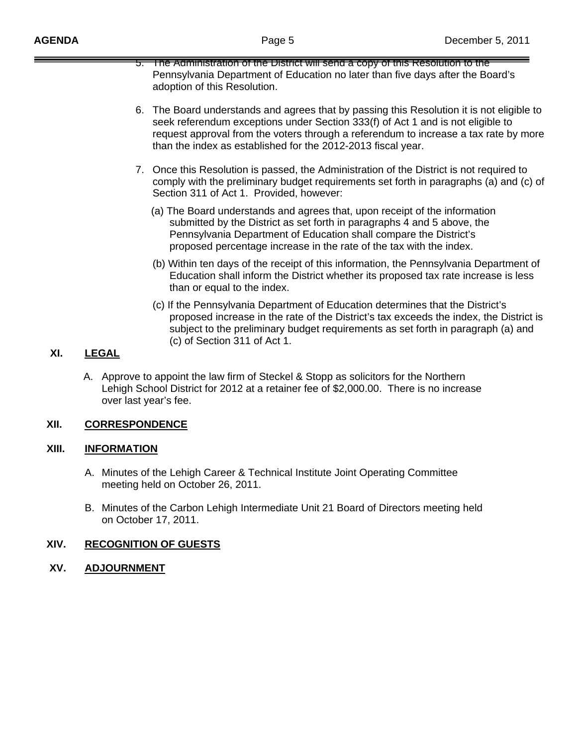5. The Administration of the District will send a copy of this Resolution to the Pennsylvania Department of Education no later than five days after the Board's adoption of this Resolution.

6. The Board understands and agrees that by passing this Resolution it is not eligible to seek referendum exceptions under Section 333(f) of Act 1 and is not eligible to request approval from the voters through a referendum to increase a tax rate by more than the index as established for the 2012-2013 fiscal year.

7. Once this Resolution is passed, the Administration of the District is not required to comply with the preliminary budget requirements set forth in paragraphs (a) and (c) of Section 311 of Act 1. Provided, however:

   (a) The Board understands and agrees that, upon receipt of the information submitted by the District as set forth in paragraphs 4 and 5 above, the Pennsylvania Department of Education shall compare the District's proposed percentage increase in the rate of the tax with the index.

   (b) Within ten days of the receipt of this information, the Pennsylvania Department of Education shall inform the District whether its proposed tax rate increase is less than or equal to the index.

   (c) If the Pennsylvania Department of Education determines that the District's proposed increase in the rate of the District's tax exceeds the index, the District is subject to the preliminary budget requirements as set forth in paragraph (a) and (c) of Section 311 of Act 1.

## XI. LEGAL

A. Approve to appoint the law firm of Steckel & Stopp as solicitors for the Northern Lehigh School District for 2012 at a retainer fee of $2,000.00. There is no increase over last year's fee.

## XII. CORRESPONDENCE

## XIII. INFORMATION

A. Minutes of the Lehigh Career & Technical Institute Joint Operating Committee meeting held on October 26, 2011.

B. Minutes of the Carbon Lehigh Intermediate Unit 21 Board of Directors meeting held on October 17, 2011.

## XIV. RECOGNITION OF GUESTS

## XV. ADJOURNMENT